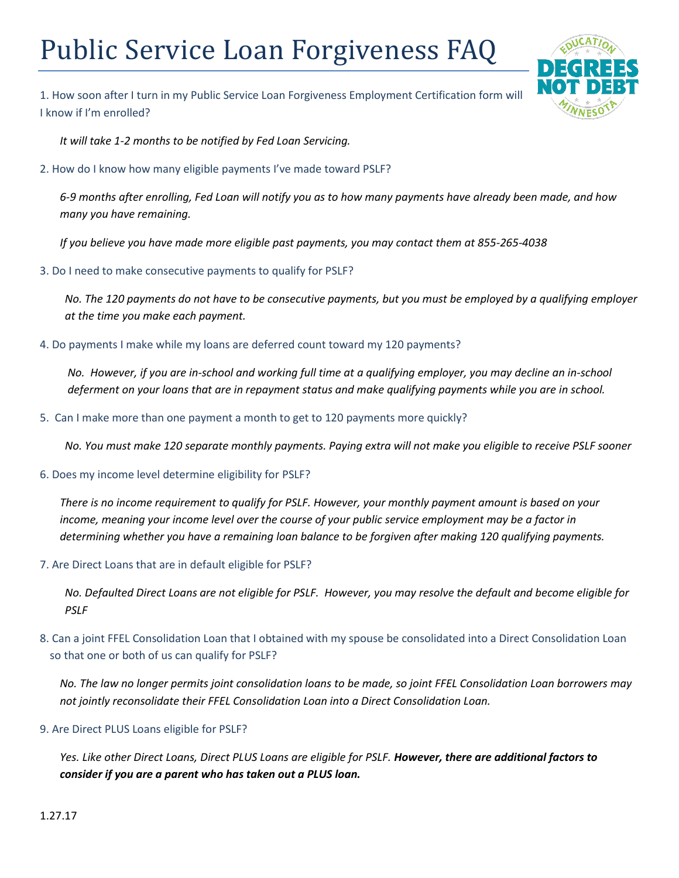# Public Service Loan Forgiveness FAQ

1. How soon after I turn in my Public Service Loan Forgiveness Employment Certification form will I know if I'm enrolled?

   *It will take 1-2 months to be notified by Fed Loan Servicing.*

2. How do I know how many eligible payments I've made toward PSLF?

   *6-9 months after enrolling, Fed Loan will notify you as to how many payments have already been made, and how many you have remaining.*

   *If you believe you have made more eligible past payments, you may contact them at 855-265-4038*

3. Do I need to make consecutive payments to qualify for PSLF?

   *No. The 120 payments do not have to be consecutive payments, but you must be employed by a qualifying employer at the time you make each payment.*

4. Do payments I make while my loans are deferred count toward my 120 payments?

   *No. However, if you are in-school and working full time at a qualifying employer, you may decline an in-school deferment on your loans that are in repayment status and make qualifying payments while you are in school.*

5. Can I make more than one payment a month to get to 120 payments more quickly?

   *No. You must make 120 separate monthly payments. Paying extra will not make you eligible to receive PSLF sooner*

6. Does my income level determine eligibility for PSLF?

   *There is no income requirement to qualify for PSLF. However, your monthly payment amount is based on your income, meaning your income level over the course of your public service employment may be a factor in determining whether you have a remaining loan balance to be forgiven after making 120 qualifying payments.*

7. Are Direct Loans that are in default eligible for PSLF?

   *No. Defaulted Direct Loans are not eligible for PSLF. However, you may resolve the default and become eligible for PSLF*

8. Can a joint FFEL Consolidation Loan that I obtained with my spouse be consolidated into a Direct Consolidation Loan so that one or both of us can qualify for PSLF?

   *No. The law no longer permits joint consolidation loans to be made, so joint FFEL Consolidation Loan borrowers may not jointly reconsolidate their FFEL Consolidation Loan into a Direct Consolidation Loan.*

9. Are Direct PLUS Loans eligible for PSLF?

   *Yes. Like other Direct Loans, Direct PLUS Loans are eligible for PSLF.* ***However, there are additional factors to consider if you are a parent who has taken out a PLUS loan.***

1.27.17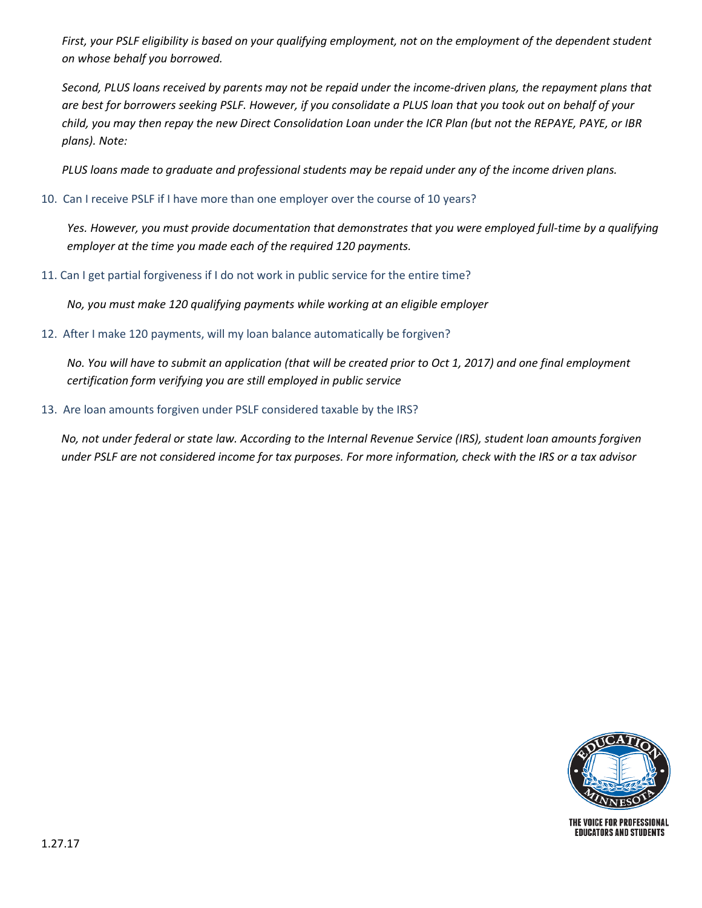*First, your PSLF eligibility is based on your qualifying employment, not on the employment of the dependent student on whose behalf you borrowed.*

*Second, PLUS loans received by parents may not be repaid under the income-driven plans, the repayment plans that are best for borrowers seeking PSLF. However, if you consolidate a PLUS loan that you took out on behalf of your child, you may then repay the new Direct Consolidation Loan under the ICR Plan (but not the REPAYE, PAYE, or IBR plans). Note:*

*PLUS loans made to graduate and professional students may be repaid under any of the income driven plans.*

10. Can I receive PSLF if I have more than one employer over the course of 10 years?

    *Yes. However, you must provide documentation that demonstrates that you were employed full-time by a qualifying employer at the time you made each of the required 120 payments.*

11. Can I get partial forgiveness if I do not work in public service for the entire time?

    *No, you must make 120 qualifying payments while working at an eligible employer*

12. After I make 120 payments, will my loan balance automatically be forgiven?

    *No. You will have to submit an application (that will be created prior to Oct 1, 2017) and one final employment certification form verifying you are still employed in public service*

13. Are loan amounts forgiven under PSLF considered taxable by the IRS?

    *No, not under federal or state law. According to the Internal Revenue Service (IRS), student loan amounts forgiven under PSLF are not considered income for tax purposes. For more information, check with the IRS or a tax advisor*

EDUCATION MINNESOTA

THE VOICE FOR PROFESSIONAL EDUCATORS AND STUDENTS

1.27.17